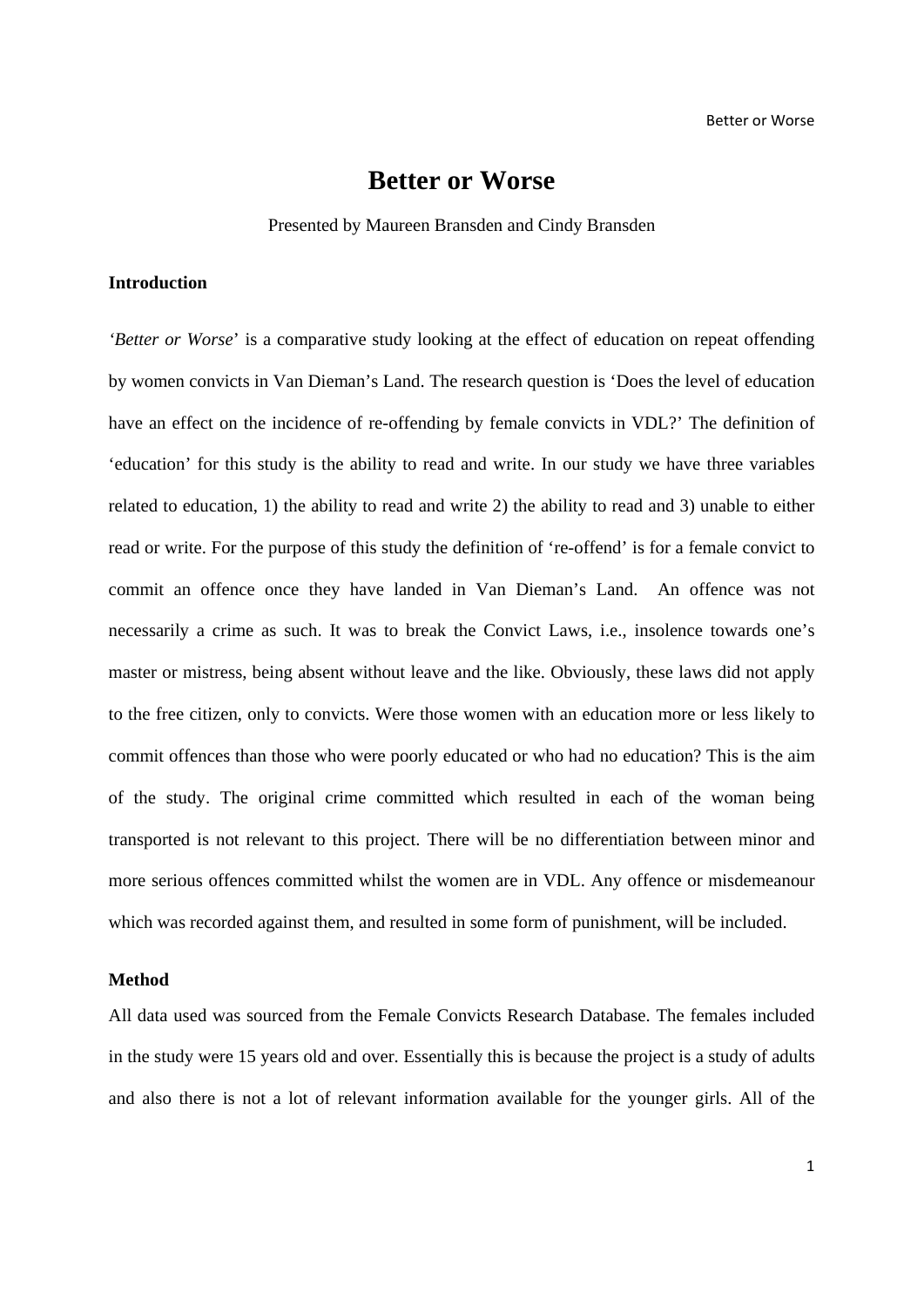# Better or Worse

Presented by Maureen Bransden and Cindy Bransden

## Introduction

'*Better or Worse*' is a comparative study looking at the effect of education on repeat offending by women convicts in Van Dieman's Land. The research question is 'Does the level of education have an effect on the incidence of re-offending by female convicts in VDL?' The definition of 'education' for this study is the ability to read and write. In our study we have three variables related to education, 1) the ability to read and write 2) the ability to read and 3) unable to either read or write. For the purpose of this study the definition of 're-offend' is for a female convict to commit an offence once they have landed in Van Dieman's Land. An offence was not necessarily a crime as such. It was to break the Convict Laws, i.e., insolence towards one's master or mistress, being absent without leave and the like. Obviously, these laws did not apply to the free citizen, only to convicts. Were those women with an education more or less likely to commit offences than those who were poorly educated or who had no education? This is the aim of the study. The original crime committed which resulted in each of the woman being transported is not relevant to this project. There will be no differentiation between minor and more serious offences committed whilst the women are in VDL. Any offence or misdemeanour which was recorded against them, and resulted in some form of punishment, will be included.

## Method

All data used was sourced from the Female Convicts Research Database. The females included in the study were 15 years old and over. Essentially this is because the project is a study of adults and also there is not a lot of relevant information available for the younger girls. All of the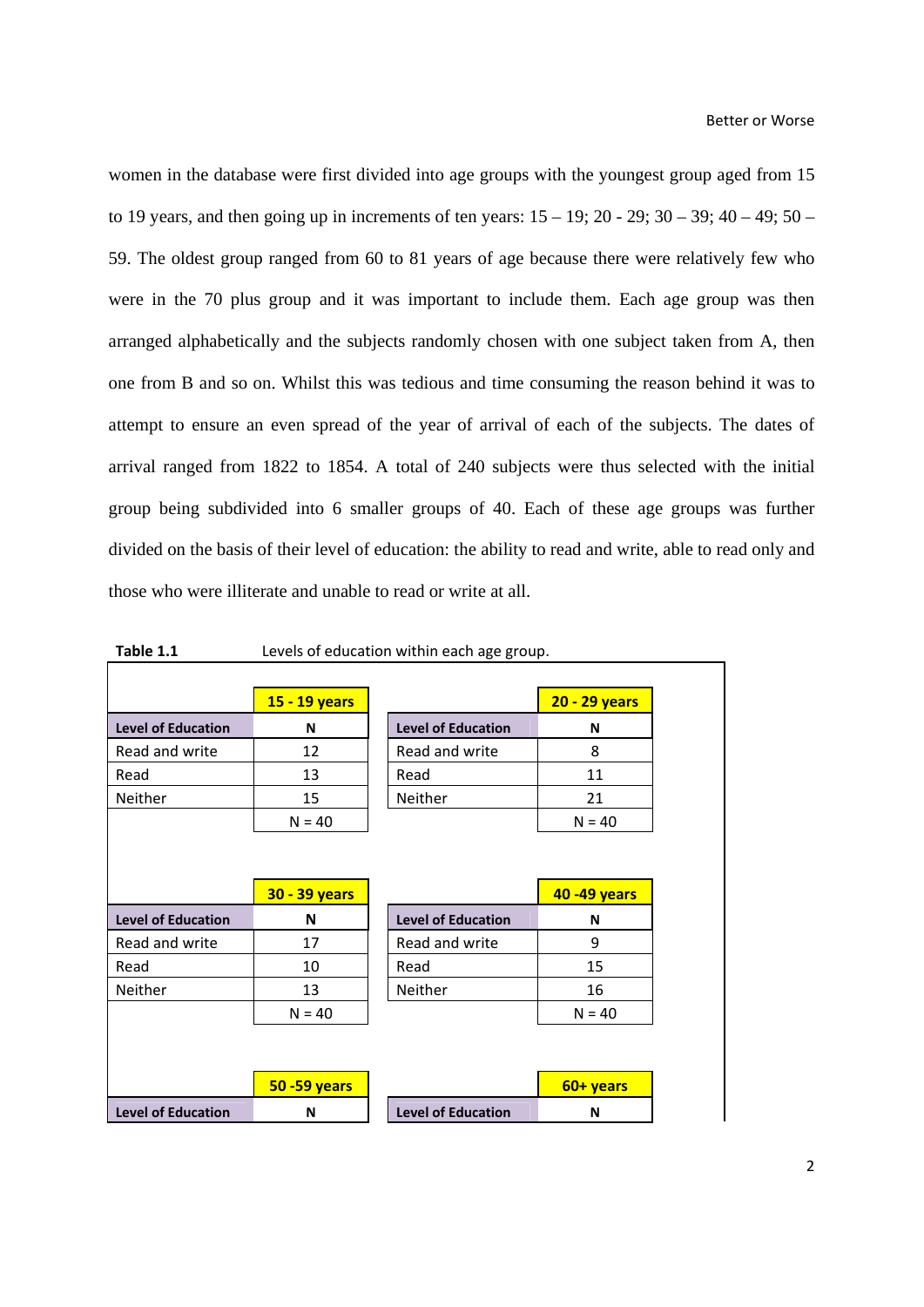women in the database were first divided into age groups with the youngest group aged from 15 to 19 years, and then going up in increments of ten years: 15 – 19; 20 - 29; 30 – 39; 40 – 49; 50 – 59. The oldest group ranged from 60 to 81 years of age because there were relatively few who were in the 70 plus group and it was important to include them. Each age group was then arranged alphabetically and the subjects randomly chosen with one subject taken from A, then one from B and so on. Whilst this was tedious and time consuming the reason behind it was to attempt to ensure an even spread of the year of arrival of each of the subjects. The dates of arrival ranged from 1822 to 1854. A total of 240 subjects were thus selected with the initial group being subdivided into 6 smaller groups of 40. Each of these age groups was further divided on the basis of their level of education: the ability to read and write, able to read only and those who were illiterate and unable to read or write at all.

**Table 1.1** Levels of education within each age group.

| | 15 - 19 years | | 20 - 29 years |
|---|---|---|---|
| **Level of Education** | **N** | **Level of Education** | **N** |
| Read and write | 12 | Read and write | 8 |
| Read | 13 | Read | 11 |
| Neither | 15 | Neither | 21 |
| | N = 40 | | N = 40 |

| | 30 - 39 years | | 40 -49 years |
|---|---|---|---|
| **Level of Education** | **N** | **Level of Education** | **N** |
| Read and write | 17 | Read and write | 9 |
| Read | 10 | Read | 15 |
| Neither | 13 | Neither | 16 |
| | N = 40 | | N = 40 |

| | 50 -59 years | | 60+ years |
|---|---|---|---|
| **Level of Education** | **N** | **Level of Education** | **N** |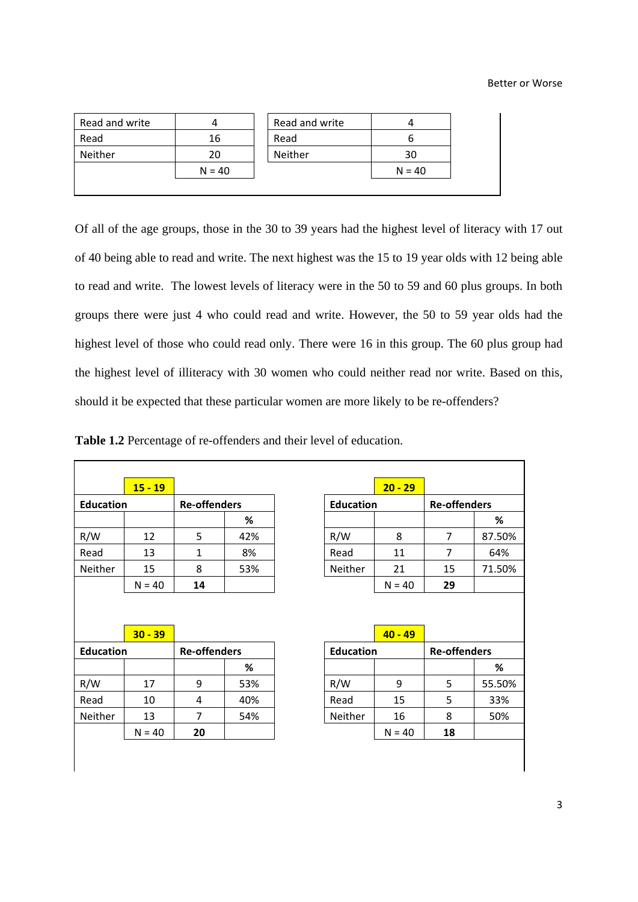| | |
|---|---|
| Read and write | 4 |
| Read | 16 |
| Neither | 20 |
| | N = 40 |

| | |
|---|---|
| Read and write | 4 |
| Read | 6 |
| Neither | 30 |
| | N = 40 |

Of all of the age groups, those in the 30 to 39 years had the highest level of literacy with 17 out of 40 being able to read and write. The next highest was the 15 to 19 year olds with 12 being able to read and write. The lowest levels of literacy were in the 50 to 59 and 60 plus groups. In both groups there were just 4 who could read and write. However, the 50 to 59 year olds had the highest level of those who could read only. There were 16 in this group. The 60 plus group had the highest level of illiteracy with 30 women who could neither read nor write. Based on this, should it be expected that these particular women are more likely to be re-offenders?

**Table 1.2** Percentage of re-offenders and their level of education.

| | **15 - 19** | | |
|---|---|---|---|
| **Education** | | **Re-offenders** | |
| | | | **%** |
| R/W | 12 | 5 | 42% |
| Read | 13 | 1 | 8% |
| Neither | 15 | 8 | 53% |
| | N = 40 | **14** | |

| | **20 - 29** | | |
|---|---|---|---|
| **Education** | | **Re-offenders** | |
| | | | **%** |
| R/W | 8 | 7 | 87.50% |
| Read | 11 | 7 | 64% |
| Neither | 21 | 15 | 71.50% |
| | N = 40 | **29** | |

| | **30 - 39** | | |
|---|---|---|---|
| **Education** | | **Re-offenders** | |
| | | | **%** |
| R/W | 17 | 9 | 53% |
| Read | 10 | 4 | 40% |
| Neither | 13 | 7 | 54% |
| | N = 40 | **20** | |

| | **40 - 49** | | |
|---|---|---|---|
| **Education** | | **Re-offenders** | |
| | | | **%** |
| R/W | 9 | 5 | 55.50% |
| Read | 15 | 5 | 33% |
| Neither | 16 | 8 | 50% |
| | N = 40 | **18** | |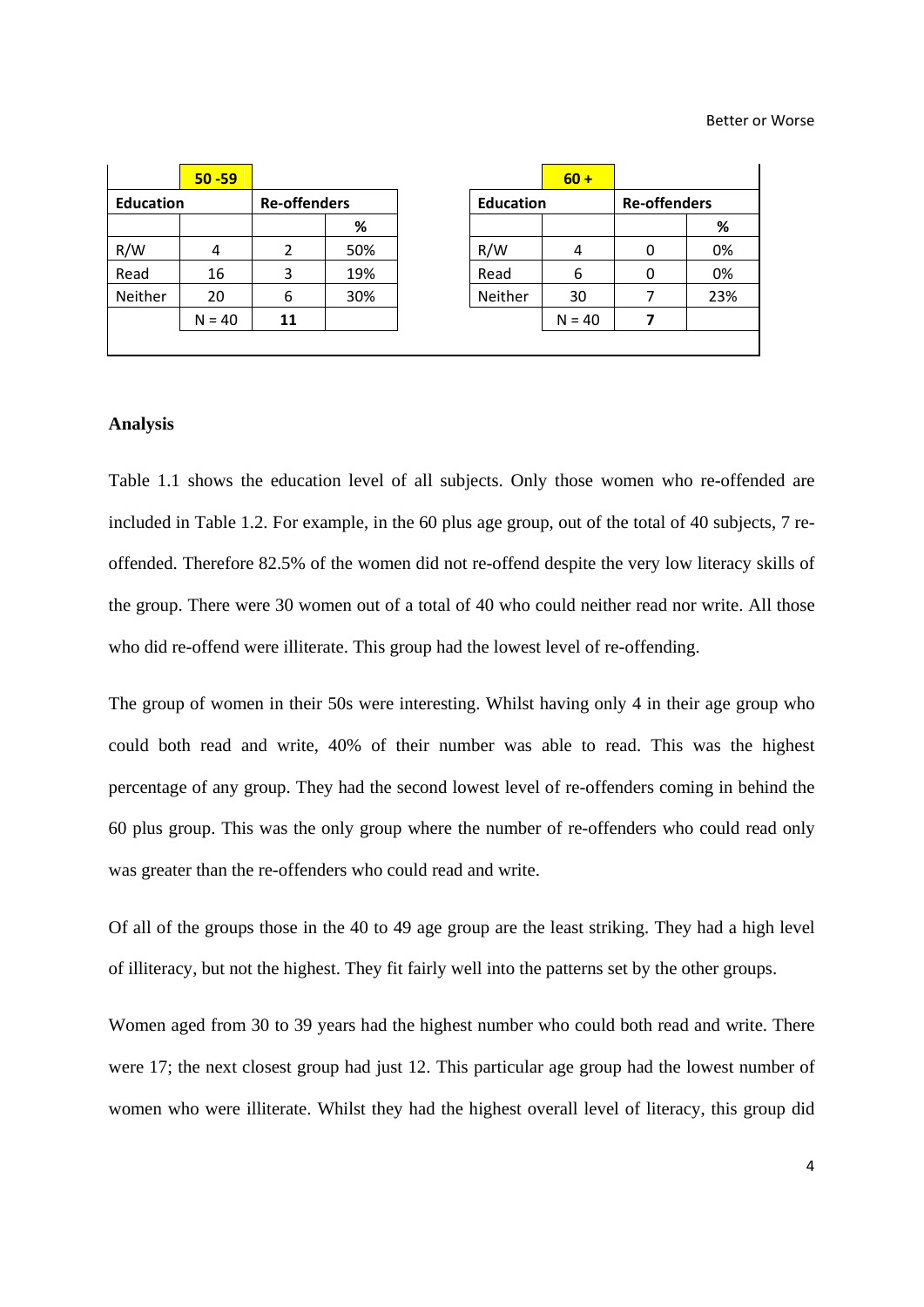| | 50 -59 | | |
|---|---|---|---|
| **Education** | | **Re-offenders** | |
| | | | **%** |
| R/W | 4 | 2 | 50% |
| Read | 16 | 3 | 19% |
| Neither | 20 | 6 | 30% |
| | N = 40 | **11** | |

| | 60 + | | |
|---|---|---|---|
| **Education** | | **Re-offenders** | |
| | | | **%** |
| R/W | 4 | 0 | 0% |
| Read | 6 | 0 | 0% |
| Neither | 30 | 7 | 23% |
| | N = 40 | **7** | |

**Analysis**

Table 1.1 shows the education level of all subjects. Only those women who re-offended are included in Table 1.2. For example, in the 60 plus age group, out of the total of 40 subjects, 7 re-offended. Therefore 82.5% of the women did not re-offend despite the very low literacy skills of the group. There were 30 women out of a total of 40 who could neither read nor write. All those who did re-offend were illiterate. This group had the lowest level of re-offending.

The group of women in their 50s were interesting. Whilst having only 4 in their age group who could both read and write, 40% of their number was able to read. This was the highest percentage of any group. They had the second lowest level of re-offenders coming in behind the 60 plus group. This was the only group where the number of re-offenders who could read only was greater than the re-offenders who could read and write.

Of all of the groups those in the 40 to 49 age group are the least striking. They had a high level of illiteracy, but not the highest. They fit fairly well into the patterns set by the other groups.

Women aged from 30 to 39 years had the highest number who could both read and write. There were 17; the next closest group had just 12. This particular age group had the lowest number of women who were illiterate. Whilst they had the highest overall level of literacy, this group did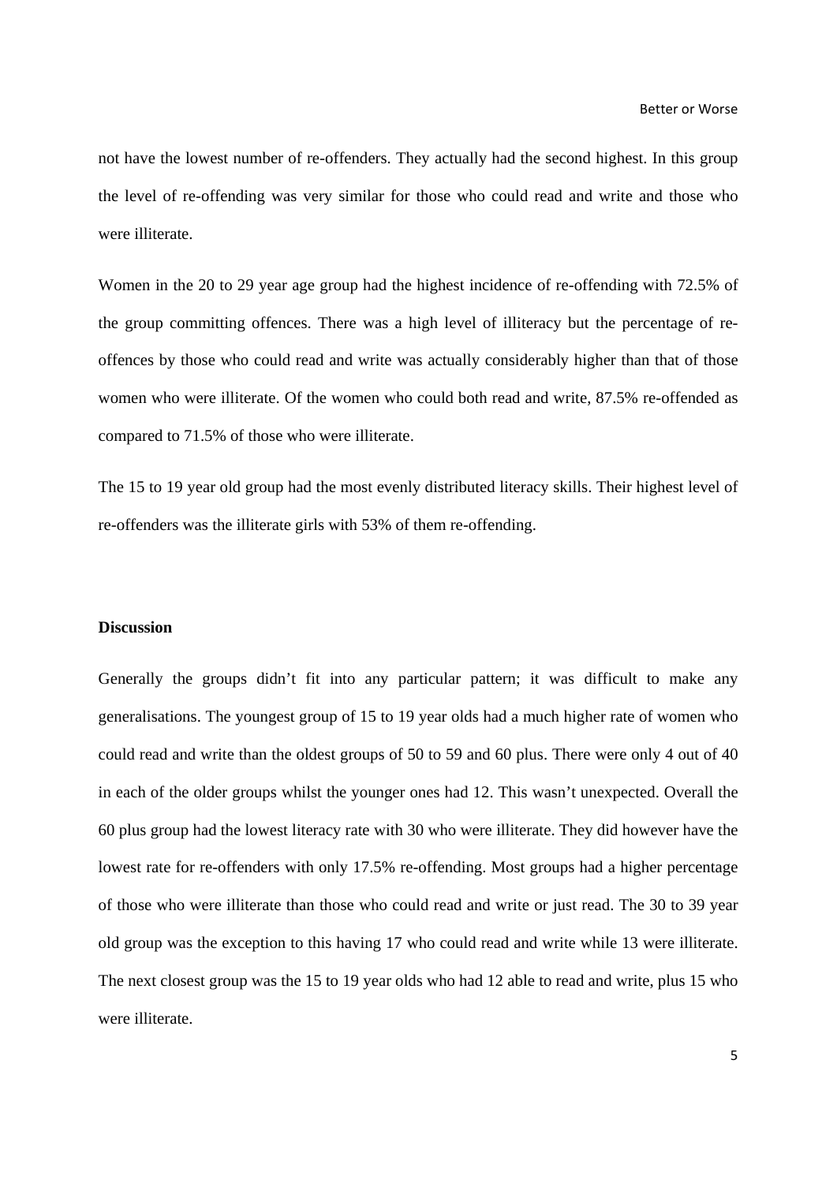not have the lowest number of re-offenders. They actually had the second highest. In this group the level of re-offending was very similar for those who could read and write and those who were illiterate.

Women in the 20 to 29 year age group had the highest incidence of re-offending with 72.5% of the group committing offences. There was a high level of illiteracy but the percentage of re-offences by those who could read and write was actually considerably higher than that of those women who were illiterate. Of the women who could both read and write, 87.5% re-offended as compared to 71.5% of those who were illiterate.

The 15 to 19 year old group had the most evenly distributed literacy skills. Their highest level of re-offenders was the illiterate girls with 53% of them re-offending.

## Discussion

Generally the groups didn't fit into any particular pattern; it was difficult to make any generalisations. The youngest group of 15 to 19 year olds had a much higher rate of women who could read and write than the oldest groups of 50 to 59 and 60 plus. There were only 4 out of 40 in each of the older groups whilst the younger ones had 12. This wasn't unexpected. Overall the 60 plus group had the lowest literacy rate with 30 who were illiterate. They did however have the lowest rate for re-offenders with only 17.5% re-offending. Most groups had a higher percentage of those who were illiterate than those who could read and write or just read. The 30 to 39 year old group was the exception to this having 17 who could read and write while 13 were illiterate. The next closest group was the 15 to 19 year olds who had 12 able to read and write, plus 15 who were illiterate.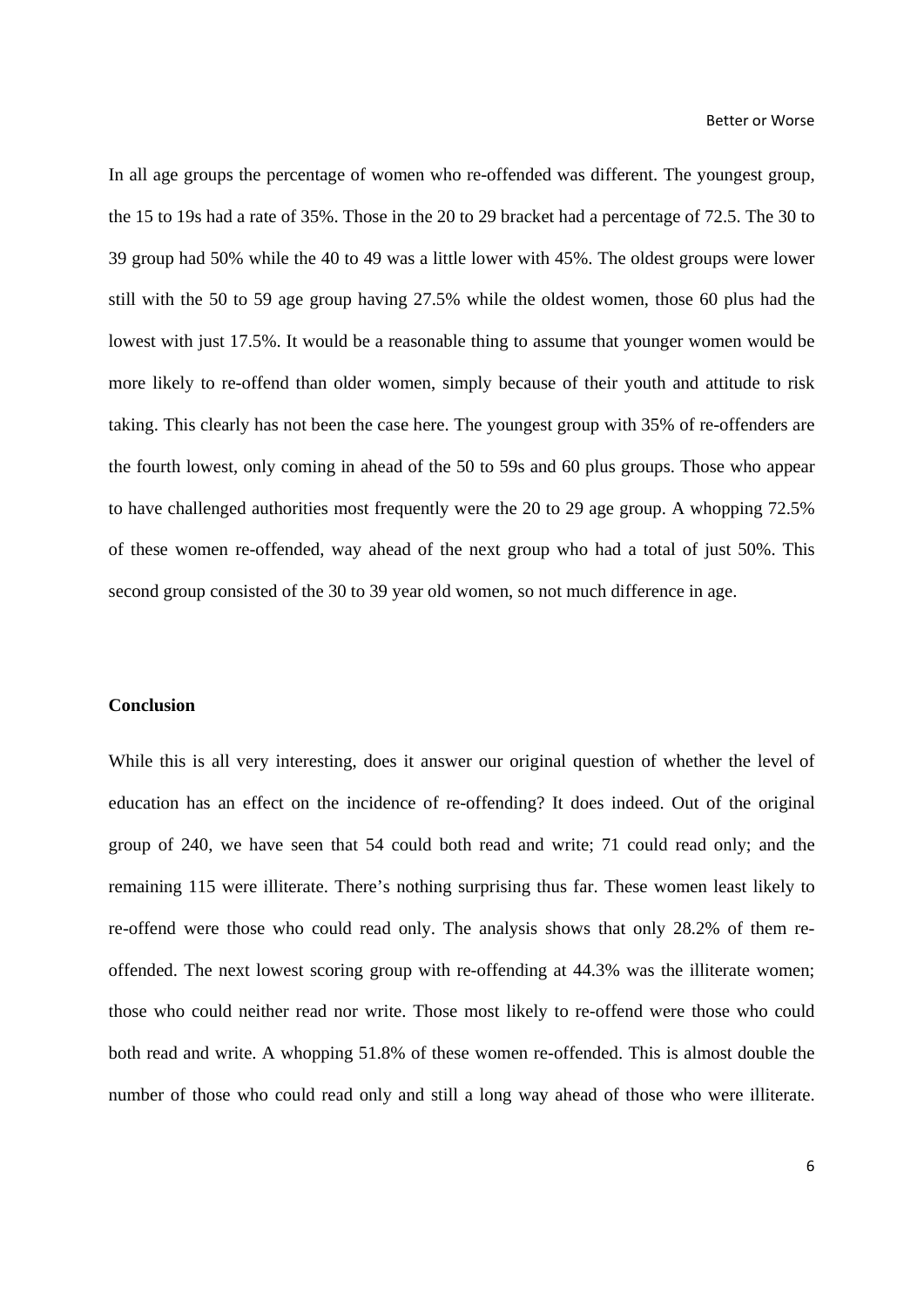In all age groups the percentage of women who re-offended was different. The youngest group, the 15 to 19s had a rate of 35%. Those in the 20 to 29 bracket had a percentage of 72.5. The 30 to 39 group had 50% while the 40 to 49 was a little lower with 45%. The oldest groups were lower still with the 50 to 59 age group having 27.5% while the oldest women, those 60 plus had the lowest with just 17.5%. It would be a reasonable thing to assume that younger women would be more likely to re-offend than older women, simply because of their youth and attitude to risk taking. This clearly has not been the case here. The youngest group with 35% of re-offenders are the fourth lowest, only coming in ahead of the 50 to 59s and 60 plus groups. Those who appear to have challenged authorities most frequently were the 20 to 29 age group. A whopping 72.5% of these women re-offended, way ahead of the next group who had a total of just 50%. This second group consisted of the 30 to 39 year old women, so not much difference in age.

**Conclusion**

While this is all very interesting, does it answer our original question of whether the level of education has an effect on the incidence of re-offending? It does indeed. Out of the original group of 240, we have seen that 54 could both read and write; 71 could read only; and the remaining 115 were illiterate. There's nothing surprising thus far. These women least likely to re-offend were those who could read only. The analysis shows that only 28.2% of them re-offended. The next lowest scoring group with re-offending at 44.3% was the illiterate women; those who could neither read nor write. Those most likely to re-offend were those who could both read and write. A whopping 51.8% of these women re-offended. This is almost double the number of those who could read only and still a long way ahead of those who were illiterate.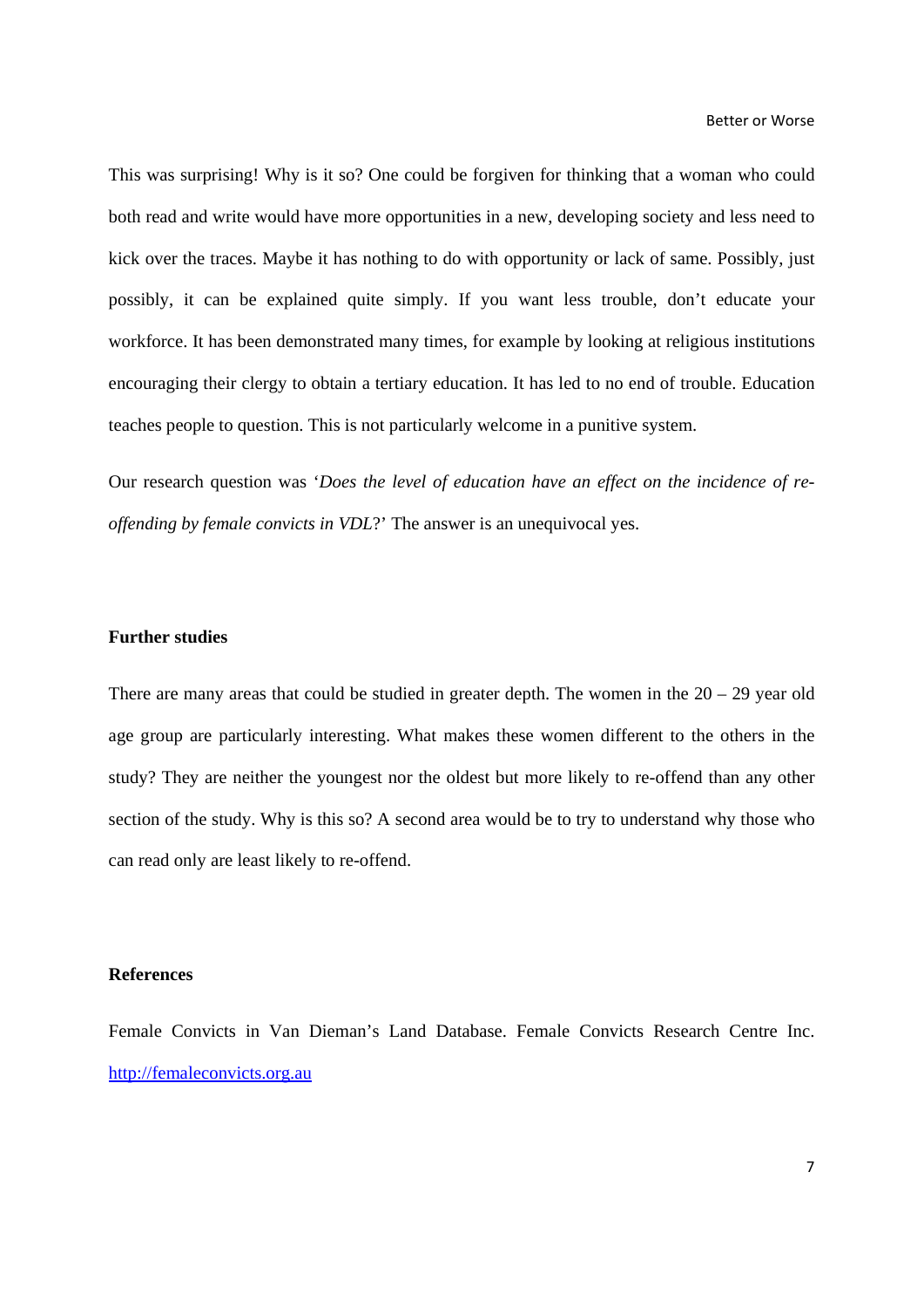This was surprising! Why is it so? One could be forgiven for thinking that a woman who could both read and write would have more opportunities in a new, developing society and less need to kick over the traces. Maybe it has nothing to do with opportunity or lack of same. Possibly, just possibly, it can be explained quite simply. If you want less trouble, don't educate your workforce. It has been demonstrated many times, for example by looking at religious institutions encouraging their clergy to obtain a tertiary education. It has led to no end of trouble. Education teaches people to question. This is not particularly welcome in a punitive system.

Our research question was '*Does the level of education have an effect on the incidence of re-offending by female convicts in VDL*?' The answer is an unequivocal yes.

## Further studies

There are many areas that could be studied in greater depth. The women in the 20 – 29 year old age group are particularly interesting. What makes these women different to the others in the study? They are neither the youngest nor the oldest but more likely to re-offend than any other section of the study. Why is this so? A second area would be to try to understand why those who can read only are least likely to re-offend.

## References

Female Convicts in Van Dieman's Land Database. Female Convicts Research Centre Inc. http://femaleconvicts.org.au